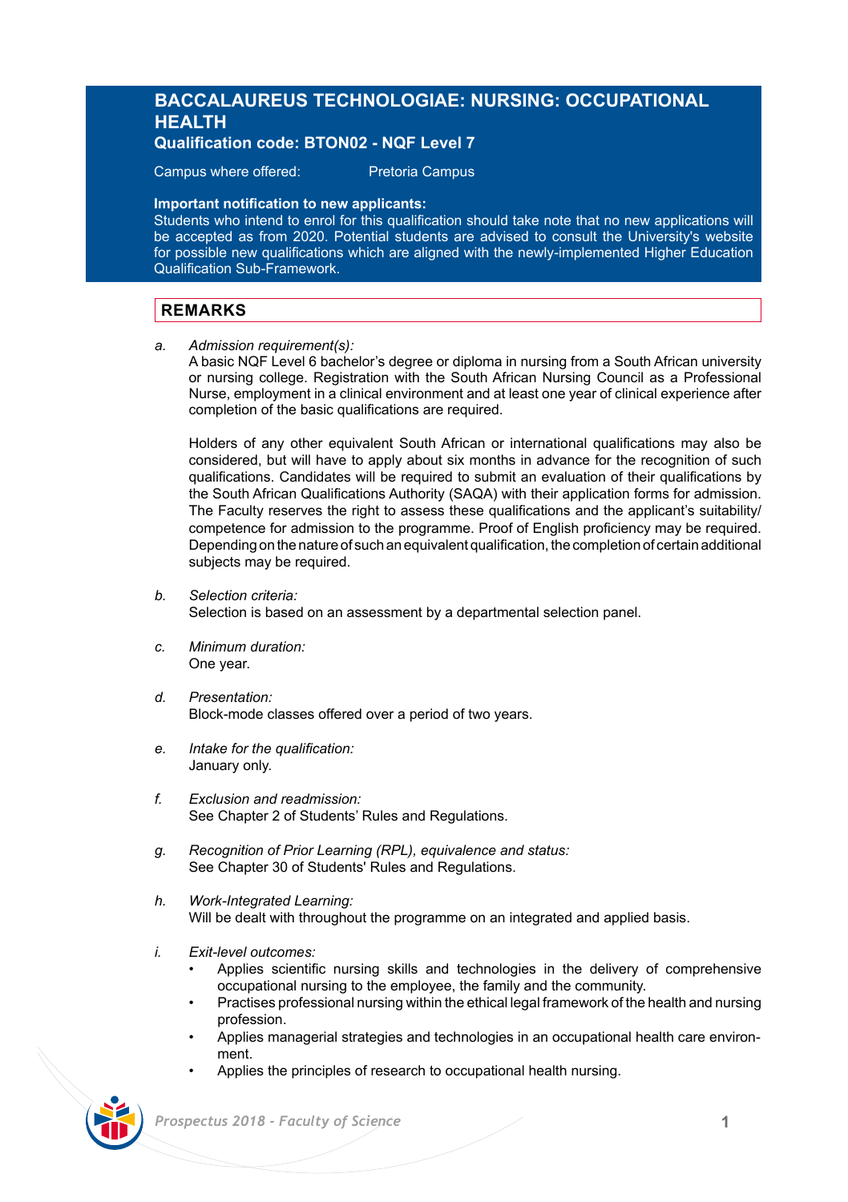# BACCALAUREUS TECHNOLOGIAE: NURSING: OCCUPATIONAL HEALTH

**Qualification code: BTON02 - NQF Level 7**

Campus where offered: Pretoria Campus

**Important notification to new applicants:**
Students who intend to enrol for this qualification should take note that no new applications will be accepted as from 2020. Potential students are advised to consult the University's website for possible new qualifications which are aligned with the newly-implemented Higher Education Qualification Sub-Framework.

## REMARKS

a. *Admission requirement(s):*
A basic NQF Level 6 bachelor's degree or diploma in nursing from a South African university or nursing college. Registration with the South African Nursing Council as a Professional Nurse, employment in a clinical environment and at least one year of clinical experience after completion of the basic qualifications are required.

Holders of any other equivalent South African or international qualifications may also be considered, but will have to apply about six months in advance for the recognition of such qualifications. Candidates will be required to submit an evaluation of their qualifications by the South African Qualifications Authority (SAQA) with their application forms for admission. The Faculty reserves the right to assess these qualifications and the applicant's suitability/competence for admission to the programme. Proof of English proficiency may be required. Depending on the nature of such an equivalent qualification, the completion of certain additional subjects may be required.

b. *Selection criteria:*
Selection is based on an assessment by a departmental selection panel.

c. *Minimum duration:*
One year.

d. *Presentation:*
Block-mode classes offered over a period of two years.

e. *Intake for the qualification:*
January only.

f. *Exclusion and readmission:*
See Chapter 2 of Students' Rules and Regulations.

g. *Recognition of Prior Learning (RPL), equivalence and status:*
See Chapter 30 of Students' Rules and Regulations.

h. *Work-Integrated Learning:*
Will be dealt with throughout the programme on an integrated and applied basis.

i. *Exit-level outcomes:*
- Applies scientific nursing skills and technologies in the delivery of comprehensive occupational nursing to the employee, the family and the community.
- Practises professional nursing within the ethical legal framework of the health and nursing profession.
- Applies managerial strategies and technologies in an occupational health care environment.
- Applies the principles of research to occupational health nursing.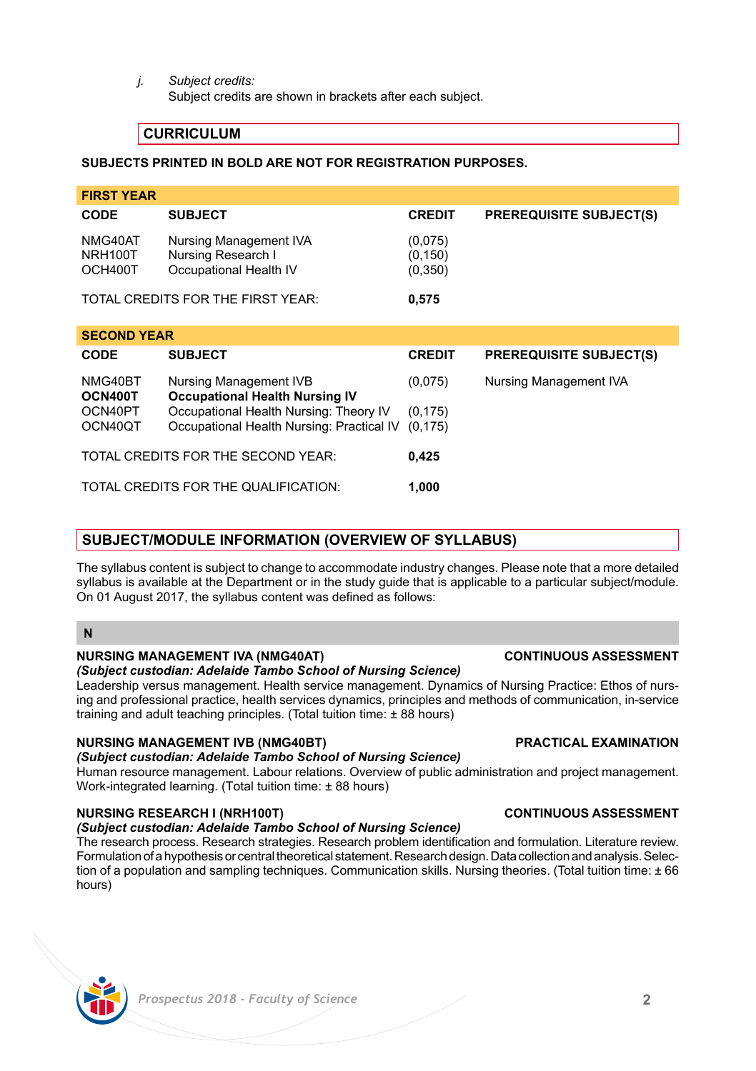j. *Subject credits:*
Subject credits are shown in brackets after each subject.

## CURRICULUM

**SUBJECTS PRINTED IN BOLD ARE NOT FOR REGISTRATION PURPOSES.**

**FIRST YEAR**

| CODE | SUBJECT | CREDIT | PREREQUISITE SUBJECT(S) |
|---|---|---|---|
| NMG40AT | Nursing Management IVA | (0,075) | |
| NRH100T | Nursing Research I | (0,150) | |
| OCH400T | Occupational Health IV | (0,350) | |
| | TOTAL CREDITS FOR THE FIRST YEAR: | **0,575** | |

**SECOND YEAR**

| CODE | SUBJECT | CREDIT | PREREQUISITE SUBJECT(S) |
|---|---|---|---|
| NMG40BT | Nursing Management IVB | (0,075) | Nursing Management IVA |
| **OCN400T** | **Occupational Health Nursing IV** | | |
| OCN40PT | Occupational Health Nursing: Theory IV | (0,175) | |
| OCN40QT | Occupational Health Nursing: Practical IV | (0,175) | |
| | TOTAL CREDITS FOR THE SECOND YEAR: | **0,425** | |
| | TOTAL CREDITS FOR THE QUALIFICATION: | **1,000** | |

## SUBJECT/MODULE INFORMATION (OVERVIEW OF SYLLABUS)

The syllabus content is subject to change to accommodate industry changes. Please note that a more detailed syllabus is available at the Department or in the study guide that is applicable to a particular subject/module. On 01 August 2017, the syllabus content was defined as follows:

### N

**NURSING MANAGEMENT IVA (NMG40AT)** **CONTINUOUS ASSESSMENT**
***(Subject custodian: Adelaide Tambo School of Nursing Science)***
Leadership versus management. Health service management. Dynamics of Nursing Practice: Ethos of nursing and professional practice, health services dynamics, principles and methods of communication, in-service training and adult teaching principles. (Total tuition time: ± 88 hours)

**NURSING MANAGEMENT IVB (NMG40BT)** **PRACTICAL EXAMINATION**
***(Subject custodian: Adelaide Tambo School of Nursing Science)***
Human resource management. Labour relations. Overview of public administration and project management. Work-integrated learning. (Total tuition time: ± 88 hours)

**NURSING RESEARCH I (NRH100T)** **CONTINUOUS ASSESSMENT**
***(Subject custodian: Adelaide Tambo School of Nursing Science)***
The research process. Research strategies. Research problem identification and formulation. Literature review. Formulation of a hypothesis or central theoretical statement. Research design. Data collection and analysis. Selection of a population and sampling techniques. Communication skills. Nursing theories. (Total tuition time: ± 66 hours)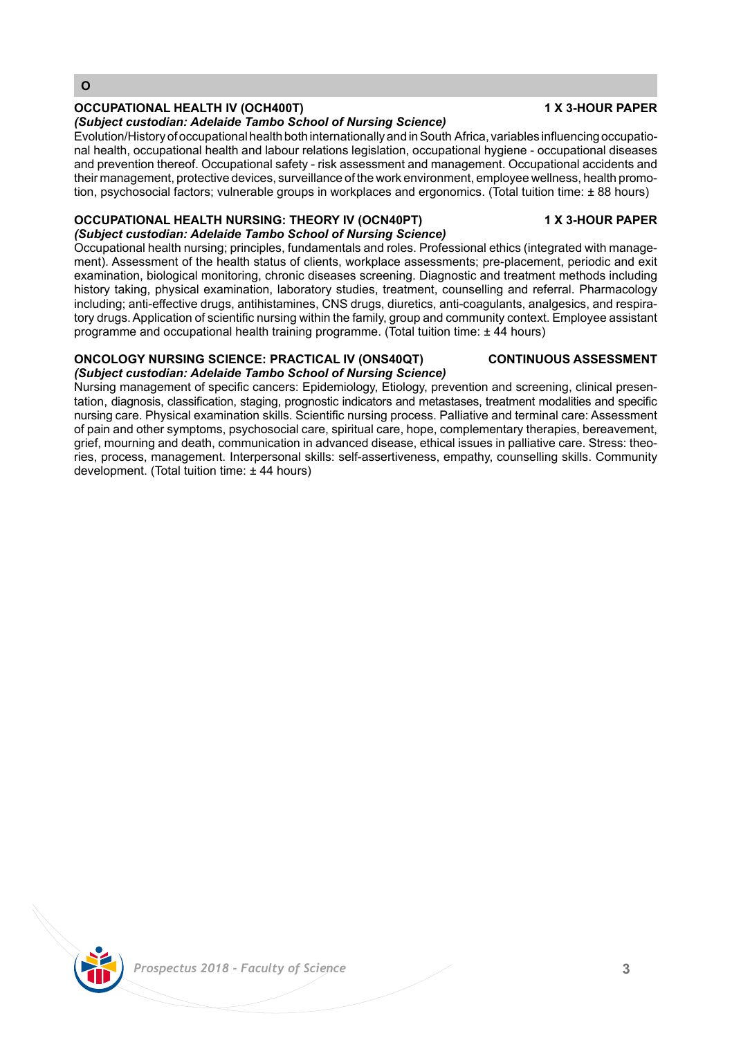## O

### OCCUPATIONAL HEALTH IV (OCH400T) — 1 X 3-HOUR PAPER

***(Subject custodian: Adelaide Tambo School of Nursing Science)***

Evolution/History of occupational health both internationally and in South Africa, variables influencing occupational health, occupational health and labour relations legislation, occupational hygiene - occupational diseases and prevention thereof. Occupational safety - risk assessment and management. Occupational accidents and their management, protective devices, surveillance of the work environment, employee wellness, health promotion, psychosocial factors; vulnerable groups in workplaces and ergonomics. (Total tuition time: ± 88 hours)

### OCCUPATIONAL HEALTH NURSING: THEORY IV (OCN40PT) — 1 X 3-HOUR PAPER

***(Subject custodian: Adelaide Tambo School of Nursing Science)***

Occupational health nursing; principles, fundamentals and roles. Professional ethics (integrated with management). Assessment of the health status of clients, workplace assessments; pre-placement, periodic and exit examination, biological monitoring, chronic diseases screening. Diagnostic and treatment methods including history taking, physical examination, laboratory studies, treatment, counselling and referral. Pharmacology including; anti-effective drugs, antihistamines, CNS drugs, diuretics, anti-coagulants, analgesics, and respiratory drugs. Application of scientific nursing within the family, group and community context. Employee assistant programme and occupational health training programme. (Total tuition time: ± 44 hours)

### ONCOLOGY NURSING SCIENCE: PRACTICAL IV (ONS40QT) — CONTINUOUS ASSESSMENT

***(Subject custodian: Adelaide Tambo School of Nursing Science)***

Nursing management of specific cancers: Epidemiology, Etiology, prevention and screening, clinical presentation, diagnosis, classification, staging, prognostic indicators and metastases, treatment modalities and specific nursing care. Physical examination skills. Scientific nursing process. Palliative and terminal care: Assessment of pain and other symptoms, psychosocial care, spiritual care, hope, complementary therapies, bereavement, grief, mourning and death, communication in advanced disease, ethical issues in palliative care. Stress: theories, process, management. Interpersonal skills: self-assertiveness, empathy, counselling skills. Community development. (Total tuition time: ± 44 hours)